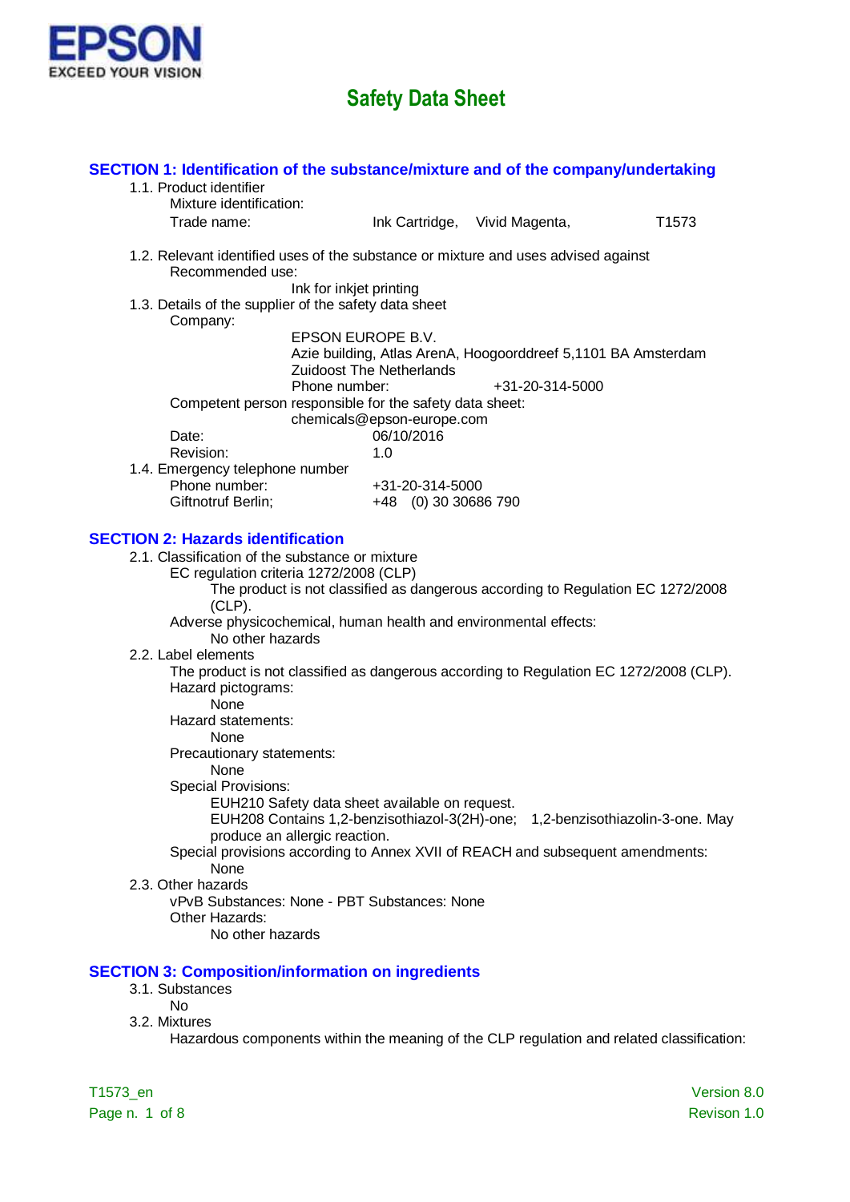EPSON
EXCEED YOUR VISION

# Safety Data Sheet

## SECTION 1: Identification of the substance/mixture and of the company/undertaking

1.1. Product identifier

Mixture identification:

Trade name: Ink Cartridge, Vivid Magenta, T1573

1.2. Relevant identified uses of the substance or mixture and uses advised against

Recommended use:

Ink for inkjet printing

1.3. Details of the supplier of the safety data sheet

Company:

EPSON EUROPE B.V.
Azie building, Atlas ArenA, Hoogoorddreef 5,1101 BA Amsterdam
Zuidoost The Netherlands
Phone number: +31-20-314-5000

Competent person responsible for the safety data sheet:

chemicals@epson-europe.com

Date: 06/10/2016
Revision: 1.0

1.4. Emergency telephone number

Phone number: +31-20-314-5000
Giftnotruf Berlin; +48 (0) 30 30686 790

## SECTION 2: Hazards identification

2.1. Classification of the substance or mixture

EC regulation criteria 1272/2008 (CLP)

The product is not classified as dangerous according to Regulation EC 1272/2008 (CLP).

Adverse physicochemical, human health and environmental effects:

No other hazards

2.2. Label elements

The product is not classified as dangerous according to Regulation EC 1272/2008 (CLP).

Hazard pictograms:

None

Hazard statements:

None

Precautionary statements:

None

Special Provisions:

EUH210 Safety data sheet available on request.
EUH208 Contains 1,2-benzisothiazol-3(2H)-one; 1,2-benzisothiazolin-3-one. May produce an allergic reaction.

Special provisions according to Annex XVII of REACH and subsequent amendments:

None

2.3. Other hazards

vPvB Substances: None - PBT Substances: None

Other Hazards:

No other hazards

## SECTION 3: Composition/information on ingredients

3.1. Substances

No

3.2. Mixtures

Hazardous components within the meaning of the CLP regulation and related classification: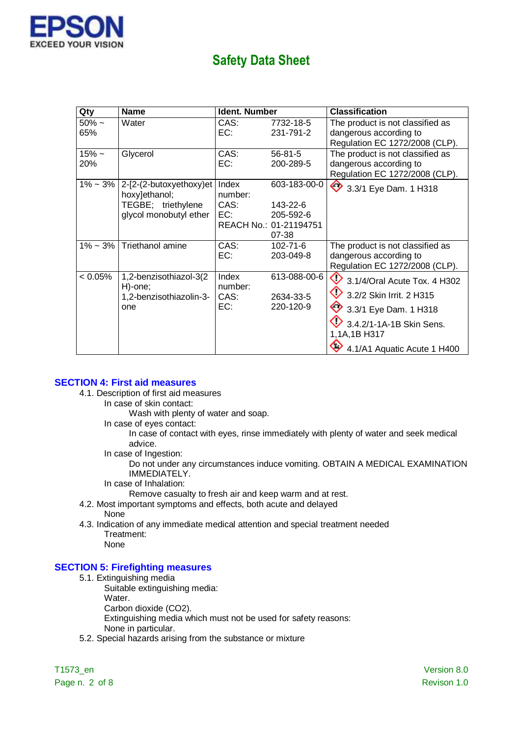| Qty | Name | Ident. Number | | Classification |
|---|---|---|---|---|
| 50% ~ 65% | Water | CAS:<br>EC: | 7732-18-5<br>231-791-2 | The product is not classified as dangerous according to Regulation EC 1272/2008 (CLP). |
| 15% ~ 20% | Glycerol | CAS:<br>EC: | 56-81-5<br>200-289-5 | The product is not classified as dangerous according to Regulation EC 1272/2008 (CLP). |
| 1% ~ 3% | 2-[2-(2-butoxyethoxy)ethoxy]ethanol; TEGBE; triethylene glycol monobutyl ether | Index number:<br>CAS:<br>EC:<br>REACH No.: | 603-183-00-0<br>143-22-6<br>205-592-6<br>01-2119475107-38 | 3.3/1 Eye Dam. 1 H318 |
| 1% ~ 3% | Triethanol amine | CAS:<br>EC: | 102-71-6<br>203-049-8 | The product is not classified as dangerous according to Regulation EC 1272/2008 (CLP). |
| < 0.05% | 1,2-benzisothiazol-3(2H)-one; 1,2-benzisothiazolin-3-one | Index number:<br>CAS:<br>EC: | 613-088-00-6<br>2634-33-5<br>220-120-9 | 3.1/4/Oral Acute Tox. 4 H302<br>3.2/2 Skin Irrit. 2 H315<br>3.3/1 Eye Dam. 1 H318<br>3.4.2/1-1A-1B Skin Sens. 1,1A,1B H317<br>4.1/A1 Aquatic Acute 1 H400 |

## SECTION 4: First aid measures

4.1. Description of first aid measures

In case of skin contact:

Wash with plenty of water and soap.

In case of eyes contact:

In case of contact with eyes, rinse immediately with plenty of water and seek medical advice.

In case of Ingestion:

Do not under any circumstances induce vomiting. OBTAIN A MEDICAL EXAMINATION IMMEDIATELY.

In case of Inhalation:

Remove casualty to fresh air and keep warm and at rest.

4.2. Most important symptoms and effects, both acute and delayed

None

4.3. Indication of any immediate medical attention and special treatment needed

Treatment:

None

## SECTION 5: Firefighting measures

5.1. Extinguishing media

Suitable extinguishing media:

Water.

Carbon dioxide ($CO_2$).

Extinguishing media which must not be used for safety reasons:

None in particular.

5.2. Special hazards arising from the substance or mixture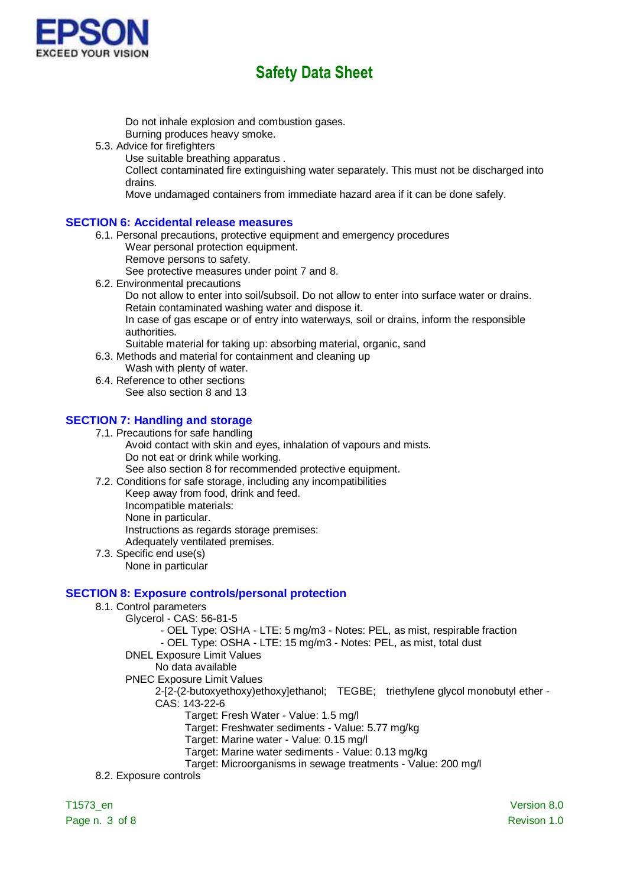Do not inhale explosion and combustion gases.
Burning produces heavy smoke.

5.3. Advice for firefighters
Use suitable breathing apparatus .
Collect contaminated fire extinguishing water separately. This must not be discharged into drains.
Move undamaged containers from immediate hazard area if it can be done safely.

## SECTION 6: Accidental release measures

6.1. Personal precautions, protective equipment and emergency procedures
Wear personal protection equipment.
Remove persons to safety.
See protective measures under point 7 and 8.

6.2. Environmental precautions
Do not allow to enter into soil/subsoil. Do not allow to enter into surface water or drains.
Retain contaminated washing water and dispose it.
In case of gas escape or of entry into waterways, soil or drains, inform the responsible authorities.
Suitable material for taking up: absorbing material, organic, sand

6.3. Methods and material for containment and cleaning up
Wash with plenty of water.

6.4. Reference to other sections
See also section 8 and 13

## SECTION 7: Handling and storage

7.1. Precautions for safe handling
Avoid contact with skin and eyes, inhalation of vapours and mists.
Do not eat or drink while working.
See also section 8 for recommended protective equipment.

7.2. Conditions for safe storage, including any incompatibilities
Keep away from food, drink and feed.
Incompatible materials:
None in particular.
Instructions as regards storage premises:
Adequately ventilated premises.

7.3. Specific end use(s)
None in particular

## SECTION 8: Exposure controls/personal protection

8.1. Control parameters
Glycerol - CAS: 56-81-5
- OEL Type: OSHA - LTE: 5 mg/m3 - Notes: PEL, as mist, respirable fraction
- OEL Type: OSHA - LTE: 15 mg/m3 - Notes: PEL, as mist, total dust

DNEL Exposure Limit Values
No data available

PNEC Exposure Limit Values
2-[2-(2-butoxyethoxy)ethoxy]ethanol; TEGBE; triethylene glycol monobutyl ether - CAS: 143-22-6
Target: Fresh Water - Value: 1.5 mg/l
Target: Freshwater sediments - Value: 5.77 mg/kg
Target: Marine water - Value: 0.15 mg/l
Target: Marine water sediments - Value: 0.13 mg/kg
Target: Microorganisms in sewage treatments - Value: 200 mg/l

8.2. Exposure controls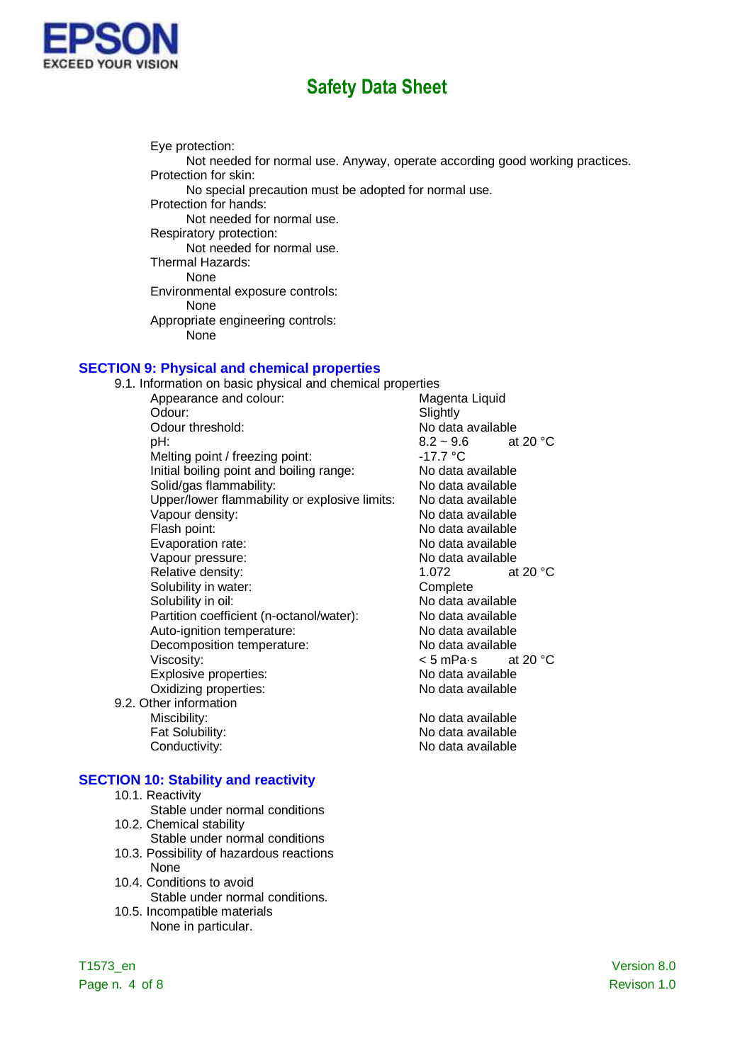Eye protection:

Not needed for normal use. Anyway, operate according good working practices.

Protection for skin:

No special precaution must be adopted for normal use.

Protection for hands:

Not needed for normal use.

Respiratory protection:

Not needed for normal use.

Thermal Hazards:

None

Environmental exposure controls:

None

Appropriate engineering controls:

None

## SECTION 9: Physical and chemical properties

9.1. Information on basic physical and chemical properties

| Property | Value | Condition |
|---|---|---|
| Appearance and colour: | Magenta Liquid | |
| Odour: | Slightly | |
| Odour threshold: | No data available | |
| pH: | 8.2 ~ 9.6 | at 20 °C |
| Melting point / freezing point: | -17.7 °C | |
| Initial boiling point and boiling range: | No data available | |
| Solid/gas flammability: | No data available | |
| Upper/lower flammability or explosive limits: | No data available | |
| Vapour density: | No data available | |
| Flash point: | No data available | |
| Evaporation rate: | No data available | |
| Vapour pressure: | No data available | |
| Relative density: | 1.072 | at 20 °C |
| Solubility in water: | Complete | |
| Solubility in oil: | No data available | |
| Partition coefficient (n-octanol/water): | No data available | |
| Auto-ignition temperature: | No data available | |
| Decomposition temperature: | No data available | |
| Viscosity: | < 5 mPa·s | at 20 °C |
| Explosive properties: | No data available | |
| Oxidizing properties: | No data available | |

9.2. Other information

| Property | Value |
|---|---|
| Miscibility: | No data available |
| Fat Solubility: | No data available |
| Conductivity: | No data available |

## SECTION 10: Stability and reactivity

10.1. Reactivity

Stable under normal conditions

10.2. Chemical stability

Stable under normal conditions

10.3. Possibility of hazardous reactions

None

10.4. Conditions to avoid

Stable under normal conditions.

10.5. Incompatible materials

None in particular.

T1573_en Version 8.0 Revison 1.0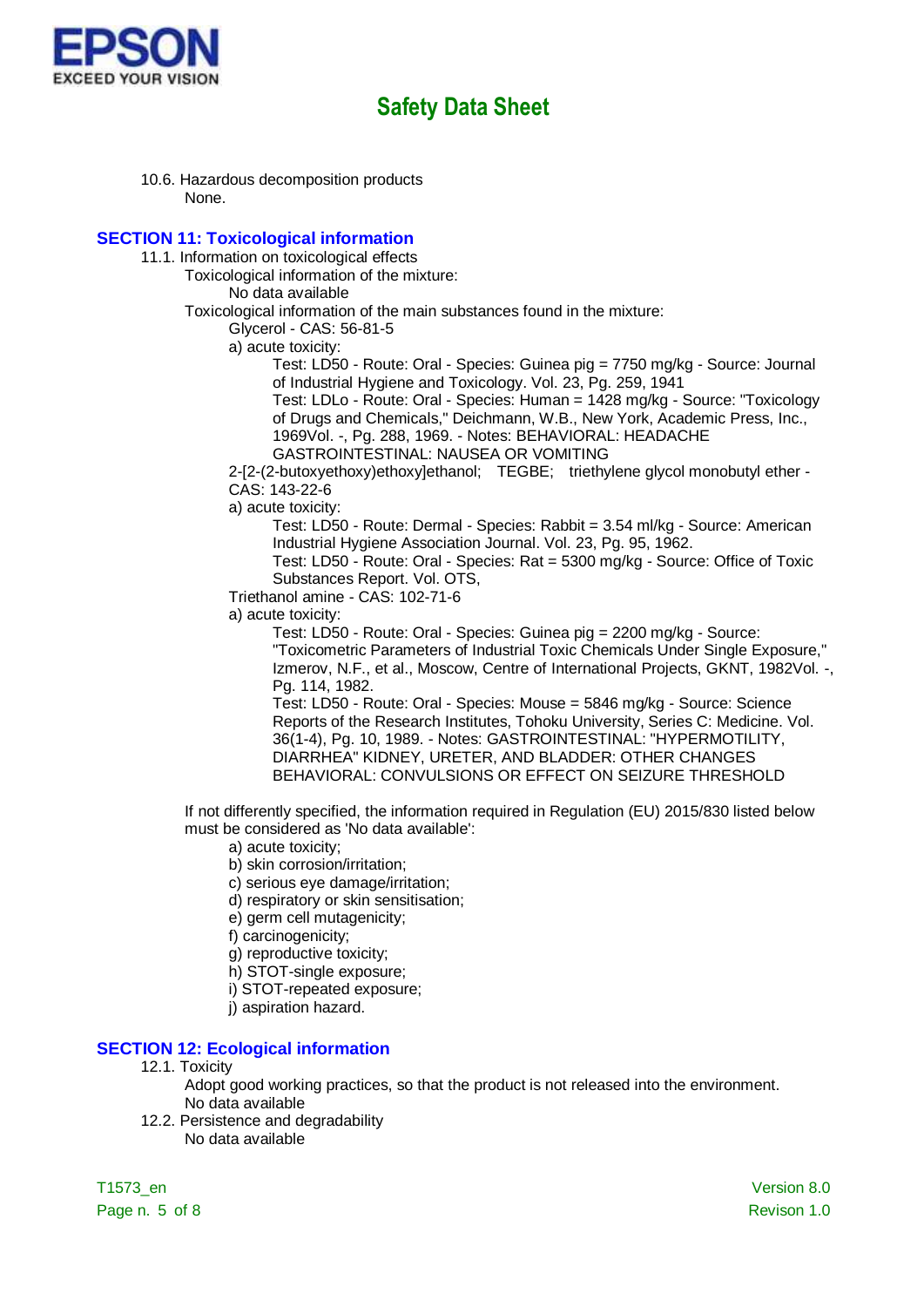10.6. Hazardous decomposition products

None.

## SECTION 11: Toxicological information

11.1. Information on toxicological effects

Toxicological information of the mixture:

No data available

Toxicological information of the main substances found in the mixture:

Glycerol - CAS: 56-81-5

a) acute toxicity:

Test: LD50 - Route: Oral - Species: Guinea pig = 7750 mg/kg - Source: Journal of Industrial Hygiene and Toxicology. Vol. 23, Pg. 259, 1941

Test: LDLo - Route: Oral - Species: Human = 1428 mg/kg - Source: "Toxicology of Drugs and Chemicals," Deichmann, W.B., New York, Academic Press, Inc., 1969Vol. -, Pg. 288, 1969. - Notes: BEHAVIORAL: HEADACHE GASTROINTESTINAL: NAUSEA OR VOMITING

2-[2-(2-butoxyethoxy)ethoxy]ethanol; TEGBE; triethylene glycol monobutyl ether - CAS: 143-22-6

a) acute toxicity:

Test: LD50 - Route: Dermal - Species: Rabbit = 3.54 ml/kg - Source: American Industrial Hygiene Association Journal. Vol. 23, Pg. 95, 1962.

Test: LD50 - Route: Oral - Species: Rat = 5300 mg/kg - Source: Office of Toxic Substances Report. Vol. OTS,

Triethanol amine - CAS: 102-71-6

a) acute toxicity:

Test: LD50 - Route: Oral - Species: Guinea pig = 2200 mg/kg - Source: "Toxicometric Parameters of Industrial Toxic Chemicals Under Single Exposure," Izmerov, N.F., et al., Moscow, Centre of International Projects, GKNT, 1982Vol. -, Pg. 114, 1982.

Test: LD50 - Route: Oral - Species: Mouse = 5846 mg/kg - Source: Science Reports of the Research Institutes, Tohoku University, Series C: Medicine. Vol. 36(1-4), Pg. 10, 1989. - Notes: GASTROINTESTINAL: "HYPERMOTILITY, DIARRHEA" KIDNEY, URETER, AND BLADDER: OTHER CHANGES BEHAVIORAL: CONVULSIONS OR EFFECT ON SEIZURE THRESHOLD

If not differently specified, the information required in Regulation (EU) 2015/830 listed below must be considered as 'No data available':

a) acute toxicity;
b) skin corrosion/irritation;
c) serious eye damage/irritation;
d) respiratory or skin sensitisation;
e) germ cell mutagenicity;
f) carcinogenicity;
g) reproductive toxicity;
h) STOT-single exposure;
i) STOT-repeated exposure;
j) aspiration hazard.

## SECTION 12: Ecological information

12.1. Toxicity

Adopt good working practices, so that the product is not released into the environment.

No data available

12.2. Persistence and degradability

No data available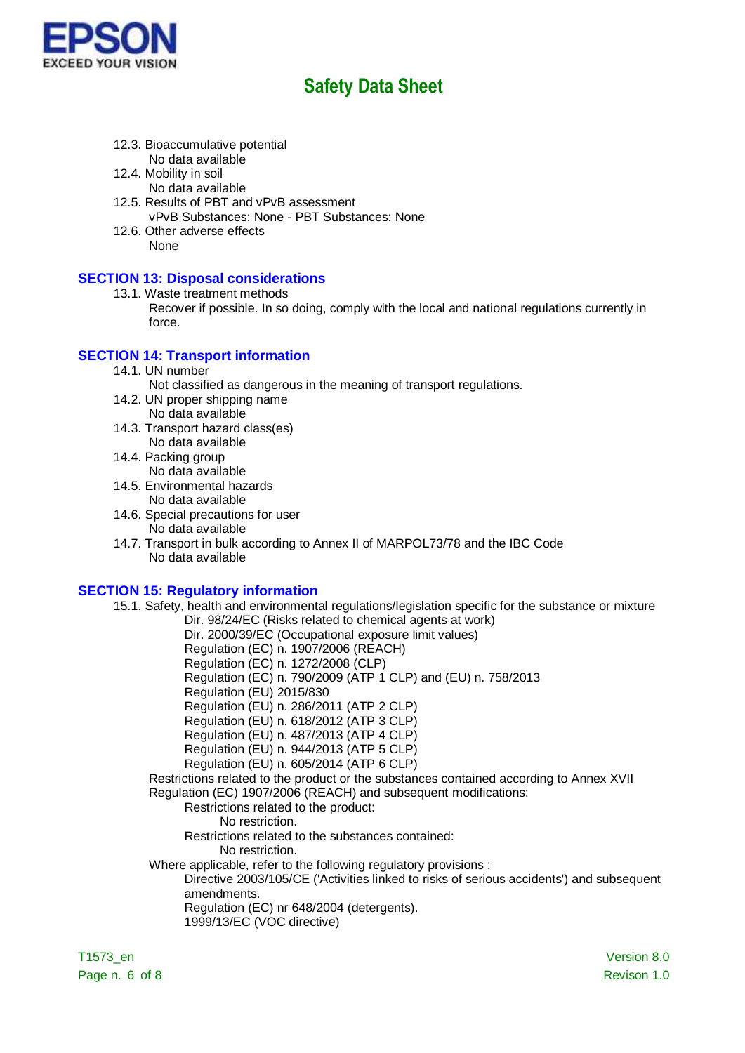12.3. Bioaccumulative potential

No data available

12.4. Mobility in soil

No data available

12.5. Results of PBT and vPvB assessment

vPvB Substances: None - PBT Substances: None

12.6. Other adverse effects

None

## SECTION 13: Disposal considerations

13.1. Waste treatment methods

Recover if possible. In so doing, comply with the local and national regulations currently in force.

## SECTION 14: Transport information

14.1. UN number

Not classified as dangerous in the meaning of transport regulations.

14.2. UN proper shipping name

No data available

14.3. Transport hazard class(es)

No data available

14.4. Packing group

No data available

14.5. Environmental hazards

No data available

14.6. Special precautions for user

No data available

14.7. Transport in bulk according to Annex II of MARPOL73/78 and the IBC Code

No data available

## SECTION 15: Regulatory information

15.1. Safety, health and environmental regulations/legislation specific for the substance or mixture

- Dir. 98/24/EC (Risks related to chemical agents at work)
- Dir. 2000/39/EC (Occupational exposure limit values)
- Regulation (EC) n. 1907/2006 (REACH)
- Regulation (EC) n. 1272/2008 (CLP)
- Regulation (EC) n. 790/2009 (ATP 1 CLP) and (EU) n. 758/2013
- Regulation (EU) 2015/830
- Regulation (EU) n. 286/2011 (ATP 2 CLP)
- Regulation (EU) n. 618/2012 (ATP 3 CLP)
- Regulation (EU) n. 487/2013 (ATP 4 CLP)
- Regulation (EU) n. 944/2013 (ATP 5 CLP)
- Regulation (EU) n. 605/2014 (ATP 6 CLP)

Restrictions related to the product or the substances contained according to Annex XVII Regulation (EC) 1907/2006 (REACH) and subsequent modifications:

Restrictions related to the product:

No restriction.

Restrictions related to the substances contained:

No restriction.

Where applicable, refer to the following regulatory provisions :

- Directive 2003/105/CE ('Activities linked to risks of serious accidents') and subsequent amendments.
- Regulation (EC) nr 648/2004 (detergents).
- 1999/13/EC (VOC directive)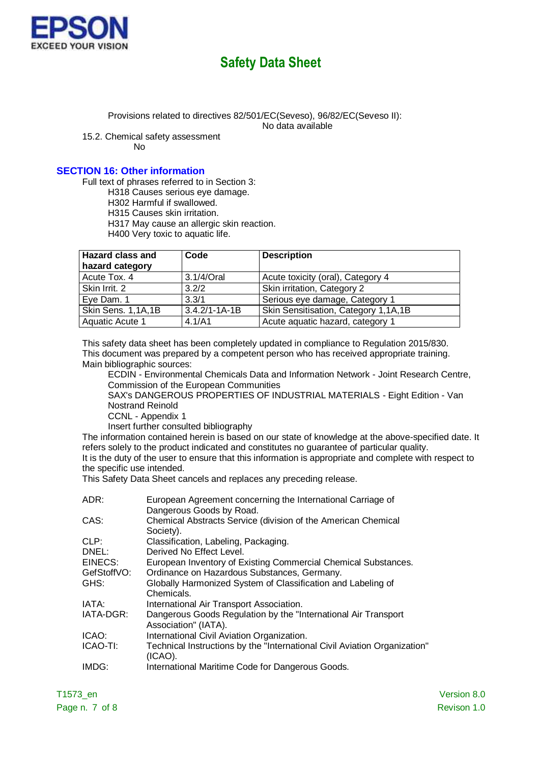Provisions related to directives 82/501/EC(Seveso), 96/82/EC(Seveso II):
No data available

15.2. Chemical safety assessment
No

## SECTION 16: Other information

Full text of phrases referred to in Section 3:

H318 Causes serious eye damage.
H302 Harmful if swallowed.
H315 Causes skin irritation.
H317 May cause an allergic skin reaction.
H400 Very toxic to aquatic life.

| Hazard class and hazard category | Code | Description |
|---|---|---|
| Acute Tox. 4 | 3.1/4/Oral | Acute toxicity (oral), Category 4 |
| Skin Irrit. 2 | 3.2/2 | Skin irritation, Category 2 |
| Eye Dam. 1 | 3.3/1 | Serious eye damage, Category 1 |
| Skin Sens. 1,1A,1B | 3.4.2/1-1A-1B | Skin Sensitisation, Category 1,1A,1B |
| Aquatic Acute 1 | 4.1/A1 | Acute aquatic hazard, category 1 |

This safety data sheet has been completely updated in compliance to Regulation 2015/830.
This document was prepared by a competent person who has received appropriate training.
Main bibliographic sources:

ECDIN - Environmental Chemicals Data and Information Network - Joint Research Centre, Commission of the European Communities
SAX's DANGEROUS PROPERTIES OF INDUSTRIAL MATERIALS - Eight Edition - Van Nostrand Reinold
CCNL - Appendix 1
Insert further consulted bibliography

The information contained herein is based on our state of knowledge at the above-specified date. It refers solely to the product indicated and constitutes no guarantee of particular quality.
It is the duty of the user to ensure that this information is appropriate and complete with respect to the specific use intended.
This Safety Data Sheet cancels and replaces any preceding release.

| | |
|---|---|
| ADR: | European Agreement concerning the International Carriage of Dangerous Goods by Road. |
| CAS: | Chemical Abstracts Service (division of the American Chemical Society). |
| CLP: | Classification, Labeling, Packaging. |
| DNEL: | Derived No Effect Level. |
| EINECS: | European Inventory of Existing Commercial Chemical Substances. |
| GefStoffVO: | Ordinance on Hazardous Substances, Germany. |
| GHS: | Globally Harmonized System of Classification and Labeling of Chemicals. |
| IATA: | International Air Transport Association. |
| IATA-DGR: | Dangerous Goods Regulation by the "International Air Transport Association" (IATA). |
| ICAO: | International Civil Aviation Organization. |
| ICAO-TI: | Technical Instructions by the "International Civil Aviation Organization" (ICAO). |
| IMDG: | International Maritime Code for Dangerous Goods. |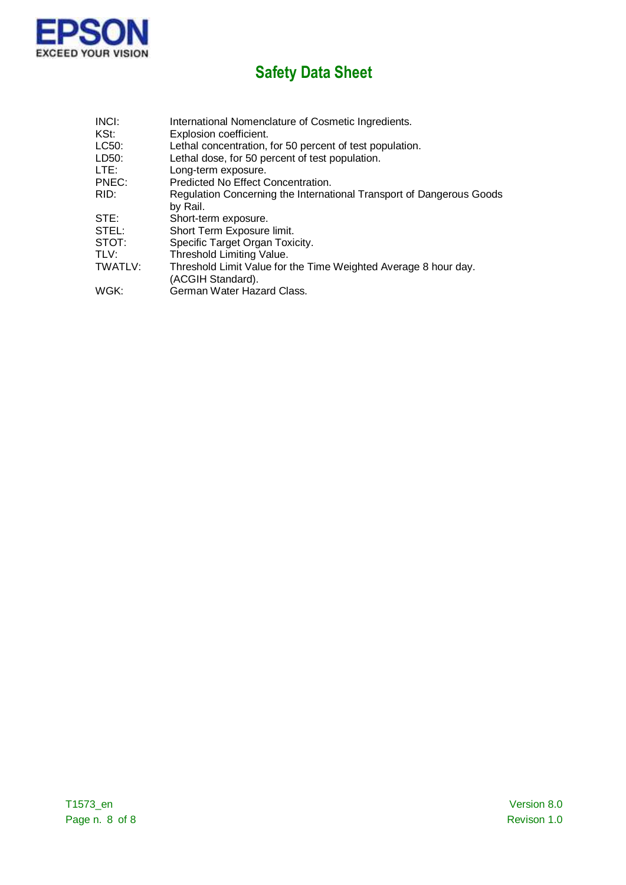| | |
|---|---|
| INCI: | International Nomenclature of Cosmetic Ingredients. |
| KSt: | Explosion coefficient. |
| LC50: | Lethal concentration, for 50 percent of test population. |
| LD50: | Lethal dose, for 50 percent of test population. |
| LTE: | Long-term exposure. |
| PNEC: | Predicted No Effect Concentration. |
| RID: | Regulation Concerning the International Transport of Dangerous Goods by Rail. |
| STE: | Short-term exposure. |
| STEL: | Short Term Exposure limit. |
| STOT: | Specific Target Organ Toxicity. |
| TLV: | Threshold Limiting Value. |
| TWATLV: | Threshold Limit Value for the Time Weighted Average 8 hour day. (ACGIH Standard). |
| WGK: | German Water Hazard Class. |